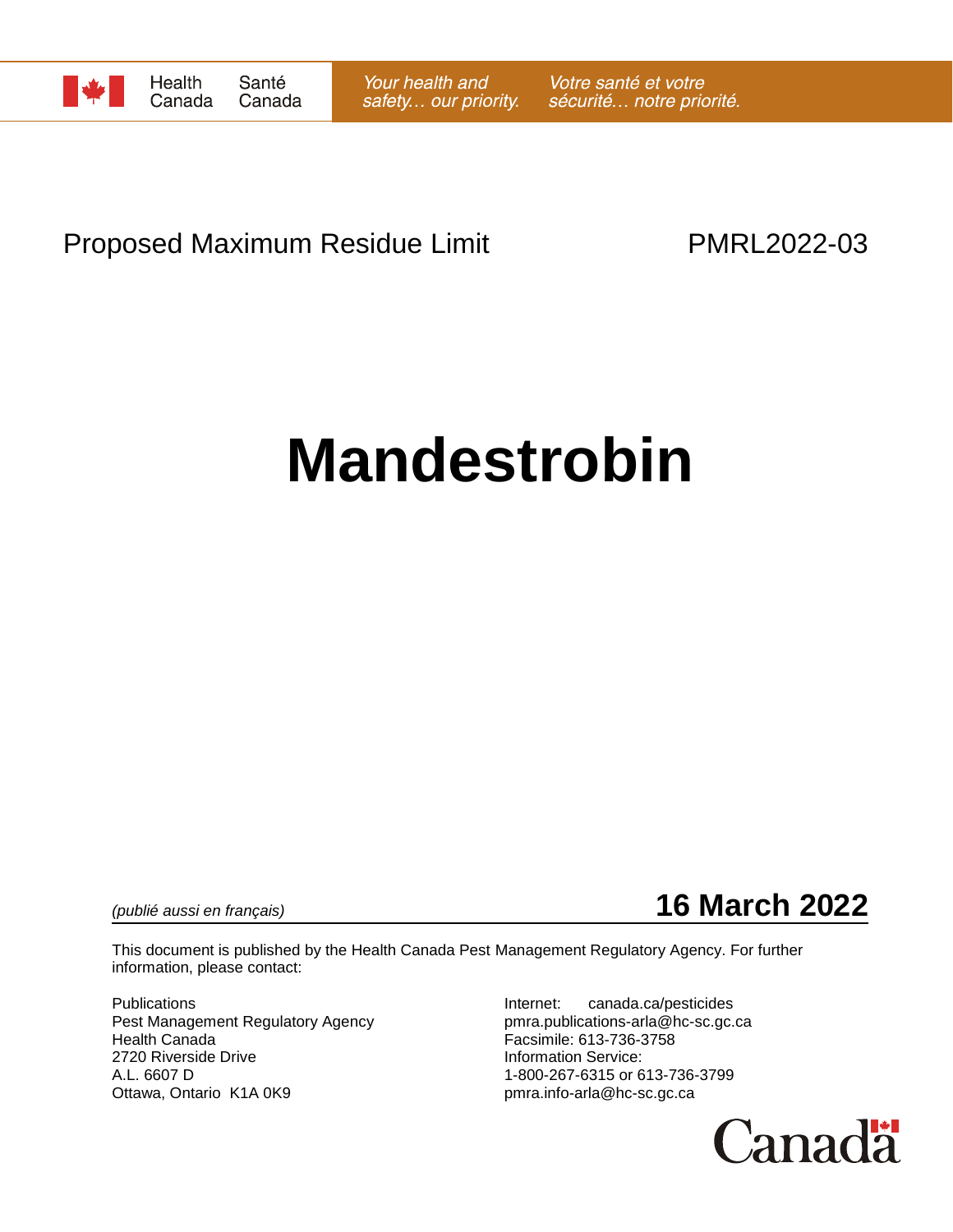Health Canada | Santé Canada

*Your health and safety… our priority.* *Votre santé et votre sécurité… notre priorité.*

Proposed Maximum Residue Limit PMRL2022-03

# Mandestrobin

*(publié aussi en français)*

**16 March 2022**

This document is published by the Health Canada Pest Management Regulatory Agency. For further information, please contact:

Publications
Pest Management Regulatory Agency
Health Canada
2720 Riverside Drive
A.L. 6607 D
Ottawa, Ontario K1A 0K9

Internet: canada.ca/pesticides
pmra.publications-arla@hc-sc.gc.ca
Facsimile: 613-736-3758
Information Service:
1-800-267-6315 or 613-736-3799
pmra.info-arla@hc-sc.gc.ca

Canada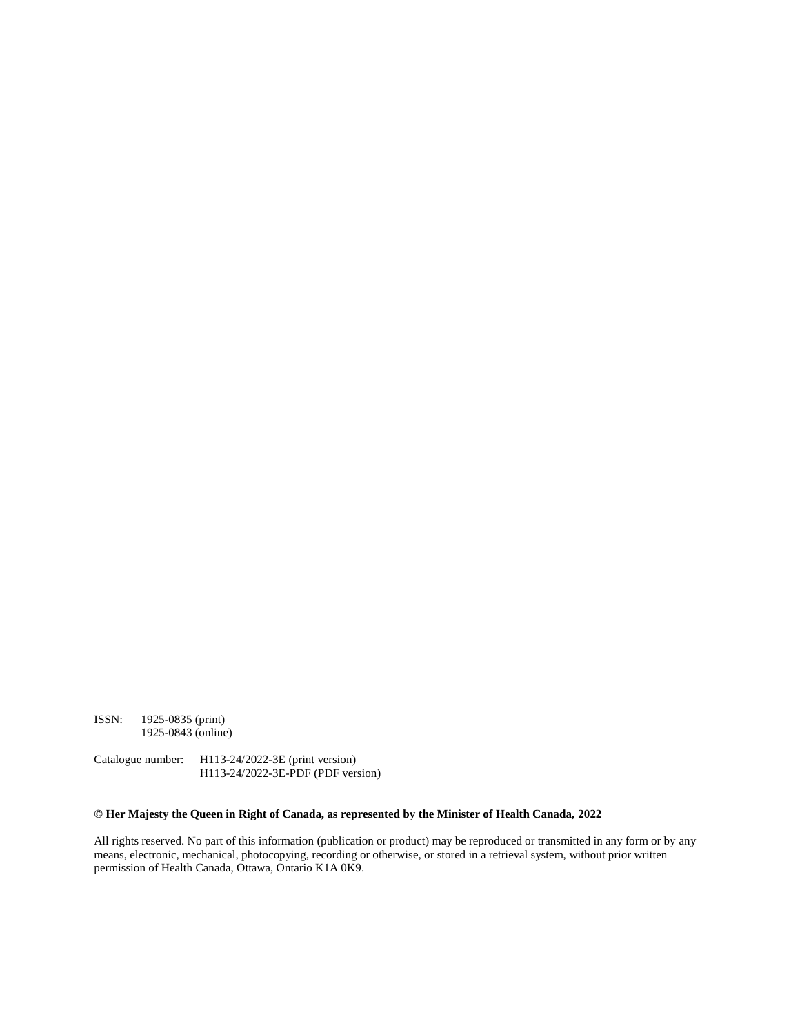ISSN: 1925-0835 (print)
1925-0843 (online)

Catalogue number: H113-24/2022-3E (print version)
H113-24/2022-3E-PDF (PDF version)

**© Her Majesty the Queen in Right of Canada, as represented by the Minister of Health Canada, 2022**

All rights reserved. No part of this information (publication or product) may be reproduced or transmitted in any form or by any means, electronic, mechanical, photocopying, recording or otherwise, or stored in a retrieval system, without prior written permission of Health Canada, Ottawa, Ontario K1A 0K9.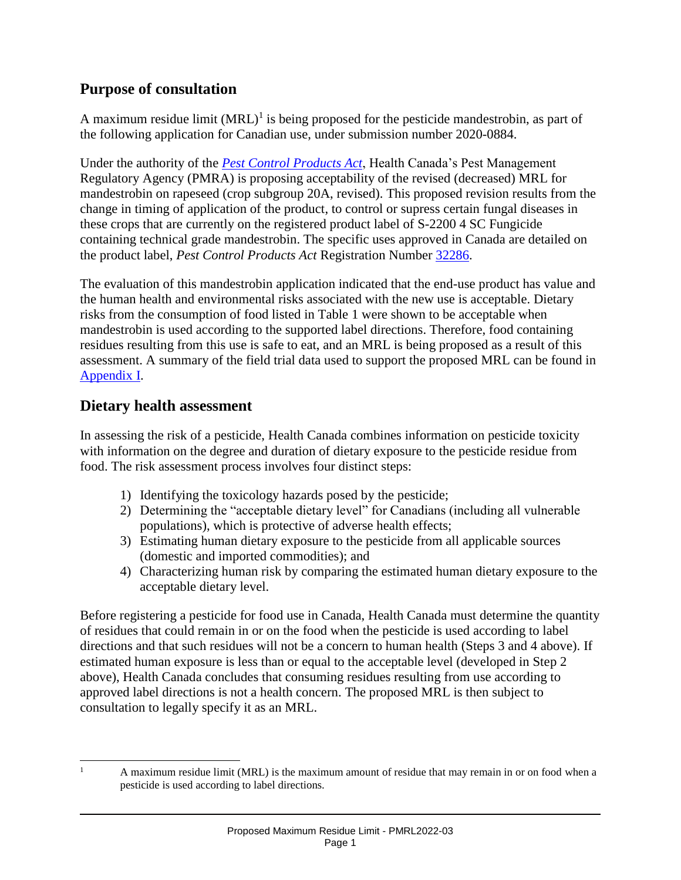## Purpose of consultation

A maximum residue limit (MRL)[1] is being proposed for the pesticide mandestrobin, as part of the following application for Canadian use, under submission number 2020-0884.

Under the authority of the *Pest Control Products Act*, Health Canada's Pest Management Regulatory Agency (PMRA) is proposing acceptability of the revised (decreased) MRL for mandestrobin on rapeseed (crop subgroup 20A, revised). This proposed revision results from the change in timing of application of the product, to control or supress certain fungal diseases in these crops that are currently on the registered product label of S-2200 4 SC Fungicide containing technical grade mandestrobin. The specific uses approved in Canada are detailed on the product label, *Pest Control Products Act* Registration Number 32286.

The evaluation of this mandestrobin application indicated that the end-use product has value and the human health and environmental risks associated with the new use is acceptable. Dietary risks from the consumption of food listed in Table 1 were shown to be acceptable when mandestrobin is used according to the supported label directions. Therefore, food containing residues resulting from this use is safe to eat, and an MRL is being proposed as a result of this assessment. A summary of the field trial data used to support the proposed MRL can be found in Appendix I.

## Dietary health assessment

In assessing the risk of a pesticide, Health Canada combines information on pesticide toxicity with information on the degree and duration of dietary exposure to the pesticide residue from food. The risk assessment process involves four distinct steps:

1) Identifying the toxicology hazards posed by the pesticide;
2) Determining the "acceptable dietary level" for Canadians (including all vulnerable populations), which is protective of adverse health effects;
3) Estimating human dietary exposure to the pesticide from all applicable sources (domestic and imported commodities); and
4) Characterizing human risk by comparing the estimated human dietary exposure to the acceptable dietary level.

Before registering a pesticide for food use in Canada, Health Canada must determine the quantity of residues that could remain in or on the food when the pesticide is used according to label directions and that such residues will not be a concern to human health (Steps 3 and 4 above). If estimated human exposure is less than or equal to the acceptable level (developed in Step 2 above), Health Canada concludes that consuming residues resulting from use according to approved label directions is not a health concern. The proposed MRL is then subject to consultation to legally specify it as an MRL.

[1] A maximum residue limit (MRL) is the maximum amount of residue that may remain in or on food when a pesticide is used according to label directions.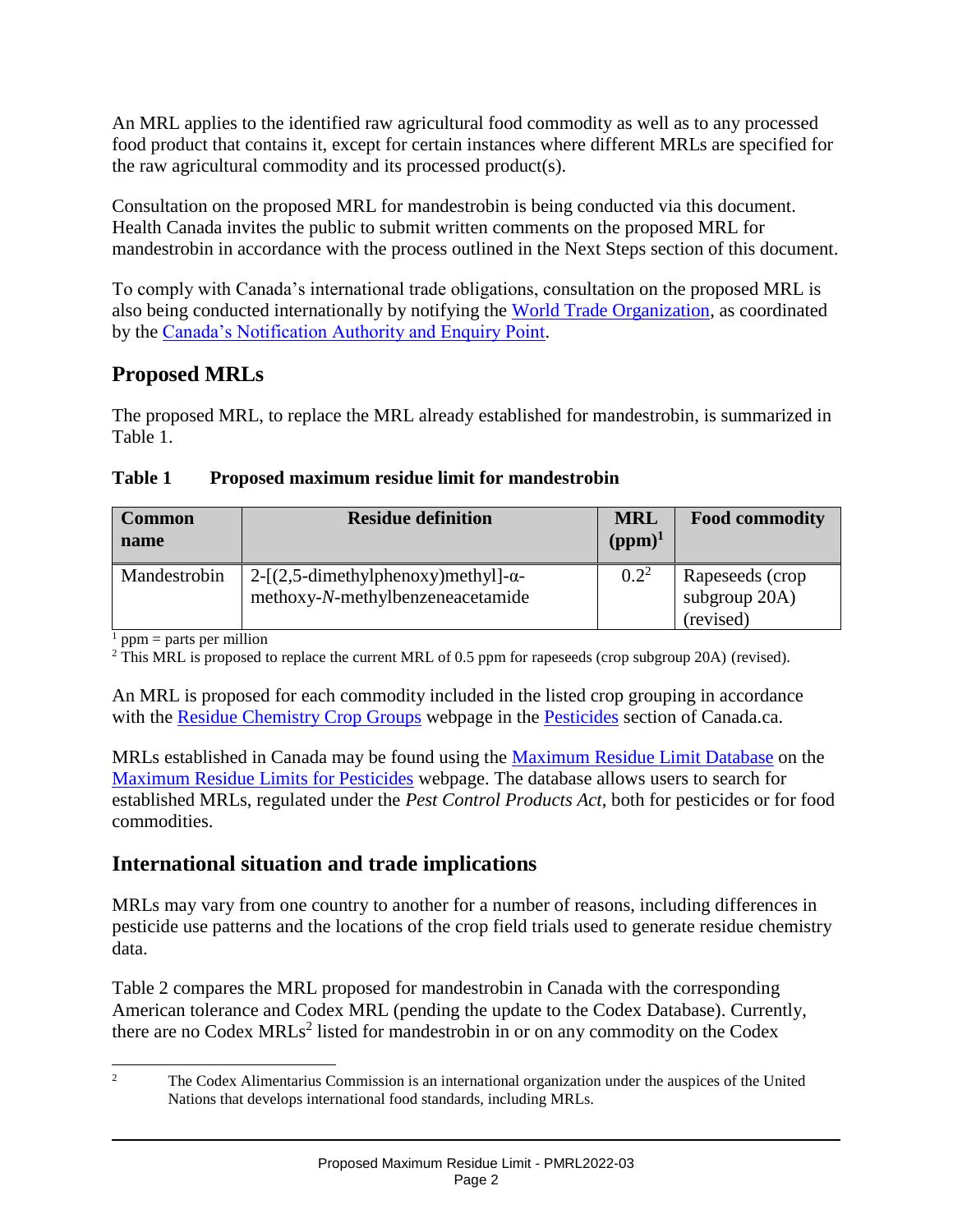An MRL applies to the identified raw agricultural food commodity as well as to any processed food product that contains it, except for certain instances where different MRLs are specified for the raw agricultural commodity and its processed product(s).

Consultation on the proposed MRL for mandestrobin is being conducted via this document. Health Canada invites the public to submit written comments on the proposed MRL for mandestrobin in accordance with the process outlined in the Next Steps section of this document.

To comply with Canada's international trade obligations, consultation on the proposed MRL is also being conducted internationally by notifying the World Trade Organization, as coordinated by the Canada's Notification Authority and Enquiry Point.

## Proposed MRLs

The proposed MRL, to replace the MRL already established for mandestrobin, is summarized in Table 1.

**Table 1 Proposed maximum residue limit for mandestrobin**

| Common name | Residue definition | MRL (ppm)[1] | Food commodity |
|---|---|---|---|
| Mandestrobin | 2-[(2,5-dimethylphenoxy)methyl]-α-methoxy-*N*-methylbenzeneacetamide | 0.2[2] | Rapeseeds (crop subgroup 20A) (revised) |

[1] ppm = parts per million

[2] This MRL is proposed to replace the current MRL of 0.5 ppm for rapeseeds (crop subgroup 20A) (revised).

An MRL is proposed for each commodity included in the listed crop grouping in accordance with the Residue Chemistry Crop Groups webpage in the Pesticides section of Canada.ca.

MRLs established in Canada may be found using the Maximum Residue Limit Database on the Maximum Residue Limits for Pesticides webpage. The database allows users to search for established MRLs, regulated under the *Pest Control Products Act*, both for pesticides or for food commodities.

## International situation and trade implications

MRLs may vary from one country to another for a number of reasons, including differences in pesticide use patterns and the locations of the crop field trials used to generate residue chemistry data.

Table 2 compares the MRL proposed for mandestrobin in Canada with the corresponding American tolerance and Codex MRL (pending the update to the Codex Database). Currently, there are no Codex MRLs[2] listed for mandestrobin in or on any commodity on the Codex

[2] The Codex Alimentarius Commission is an international organization under the auspices of the United Nations that develops international food standards, including MRLs.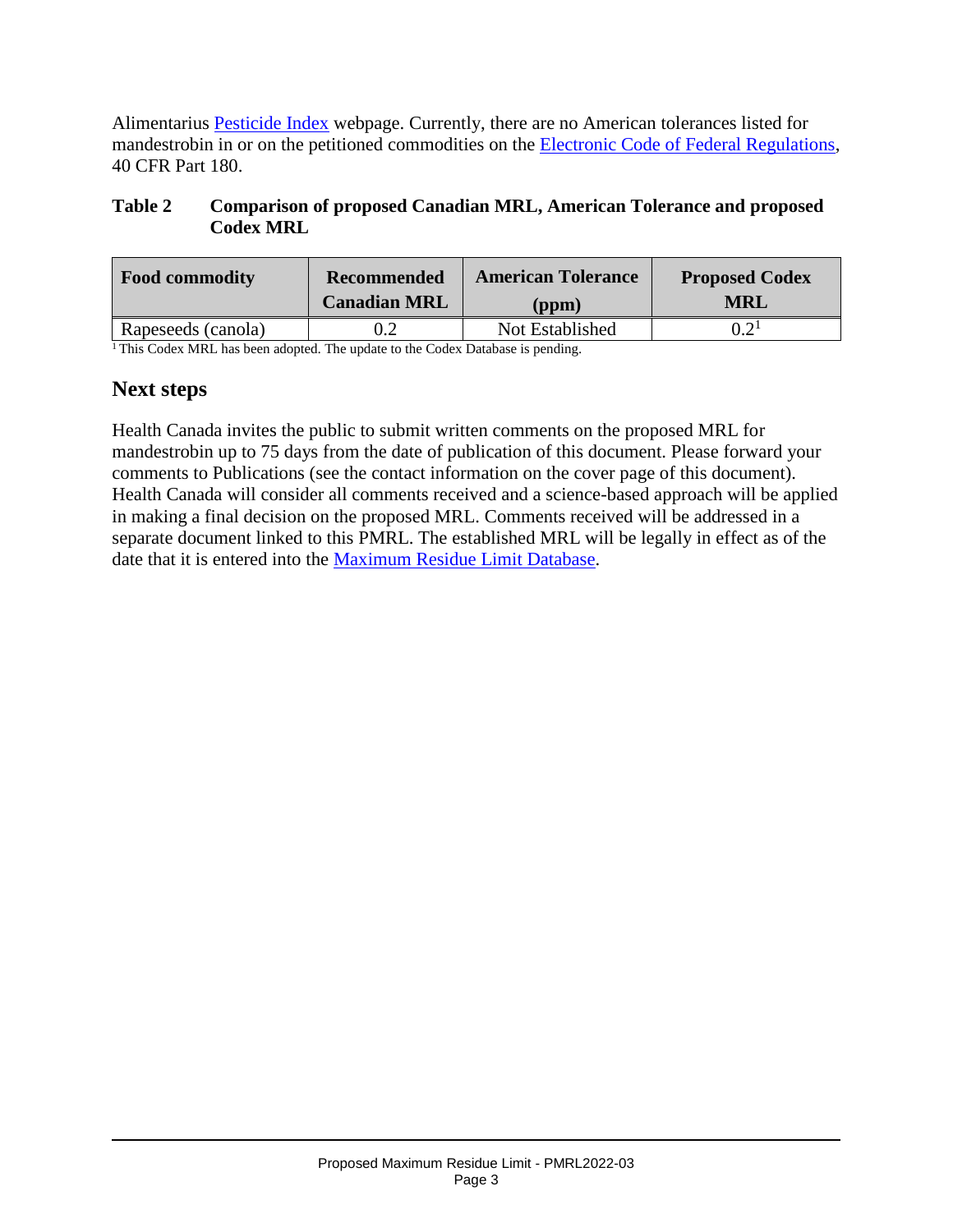Alimentarius Pesticide Index webpage. Currently, there are no American tolerances listed for mandestrobin in or on the petitioned commodities on the Electronic Code of Federal Regulations, 40 CFR Part 180.

**Table 2 Comparison of proposed Canadian MRL, American Tolerance and proposed Codex MRL**

| Food commodity | Recommended Canadian MRL | American Tolerance (ppm) | Proposed Codex MRL |
|---|---|---|---|
| Rapeseeds (canola) | 0.2 | Not Established | 0.2[1] |

[1] This Codex MRL has been adopted. The update to the Codex Database is pending.

## Next steps

Health Canada invites the public to submit written comments on the proposed MRL for mandestrobin up to 75 days from the date of publication of this document. Please forward your comments to Publications (see the contact information on the cover page of this document). Health Canada will consider all comments received and a science-based approach will be applied in making a final decision on the proposed MRL. Comments received will be addressed in a separate document linked to this PMRL. The established MRL will be legally in effect as of the date that it is entered into the Maximum Residue Limit Database.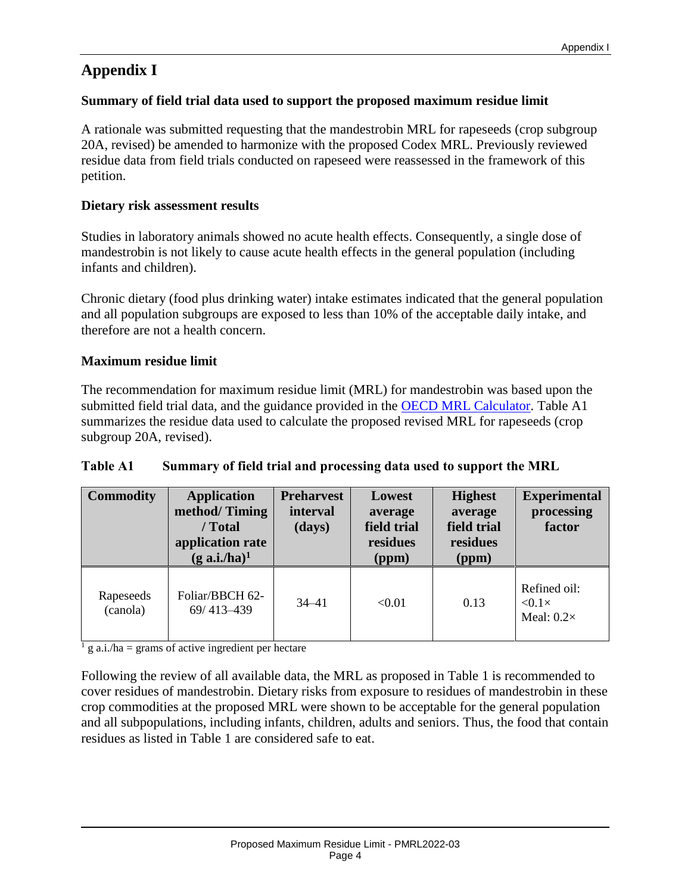# Appendix I

### Summary of field trial data used to support the proposed maximum residue limit

A rationale was submitted requesting that the mandestrobin MRL for rapeseeds (crop subgroup 20A, revised) be amended to harmonize with the proposed Codex MRL. Previously reviewed residue data from field trials conducted on rapeseed were reassessed in the framework of this petition.

### Dietary risk assessment results

Studies in laboratory animals showed no acute health effects. Consequently, a single dose of mandestrobin is not likely to cause acute health effects in the general population (including infants and children).

Chronic dietary (food plus drinking water) intake estimates indicated that the general population and all population subgroups are exposed to less than 10% of the acceptable daily intake, and therefore are not a health concern.

### Maximum residue limit

The recommendation for maximum residue limit (MRL) for mandestrobin was based upon the submitted field trial data, and the guidance provided in the OECD MRL Calculator. Table A1 summarizes the residue data used to calculate the proposed revised MRL for rapeseeds (crop subgroup 20A, revised).

**Table A1 Summary of field trial and processing data used to support the MRL**

| Commodity | Application method/ Timing / Total application rate (g a.i./ha)[1] | Preharvest interval (days) | Lowest average field trial residues (ppm) | Highest average field trial residues (ppm) | Experimental processing factor |
|---|---|---|---|---|---|
| Rapeseeds (canola) | Foliar/BBCH 62-69/ 413–439 | 34–41 | <0.01 | 0.13 | Refined oil: <0.1× Meal: 0.2× |

[1] g a.i./ha = grams of active ingredient per hectare

Following the review of all available data, the MRL as proposed in Table 1 is recommended to cover residues of mandestrobin. Dietary risks from exposure to residues of mandestrobin in these crop commodities at the proposed MRL were shown to be acceptable for the general population and all subpopulations, including infants, children, adults and seniors. Thus, the food that contain residues as listed in Table 1 are considered safe to eat.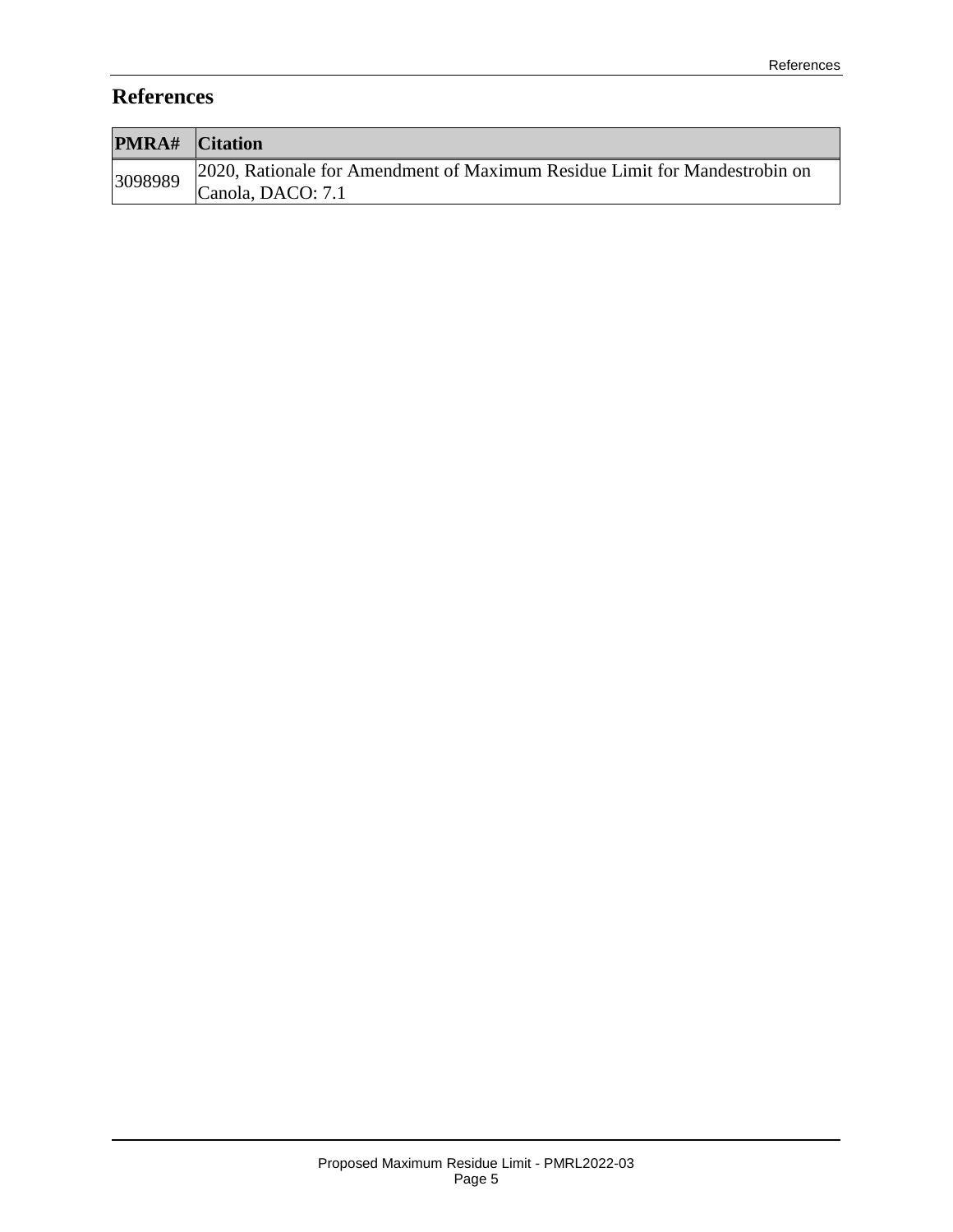# References

| PMRA# | Citation |
| --- | --- |
| 3098989 | 2020, Rationale for Amendment of Maximum Residue Limit for Mandestrobin on Canola, DACO: 7.1 |